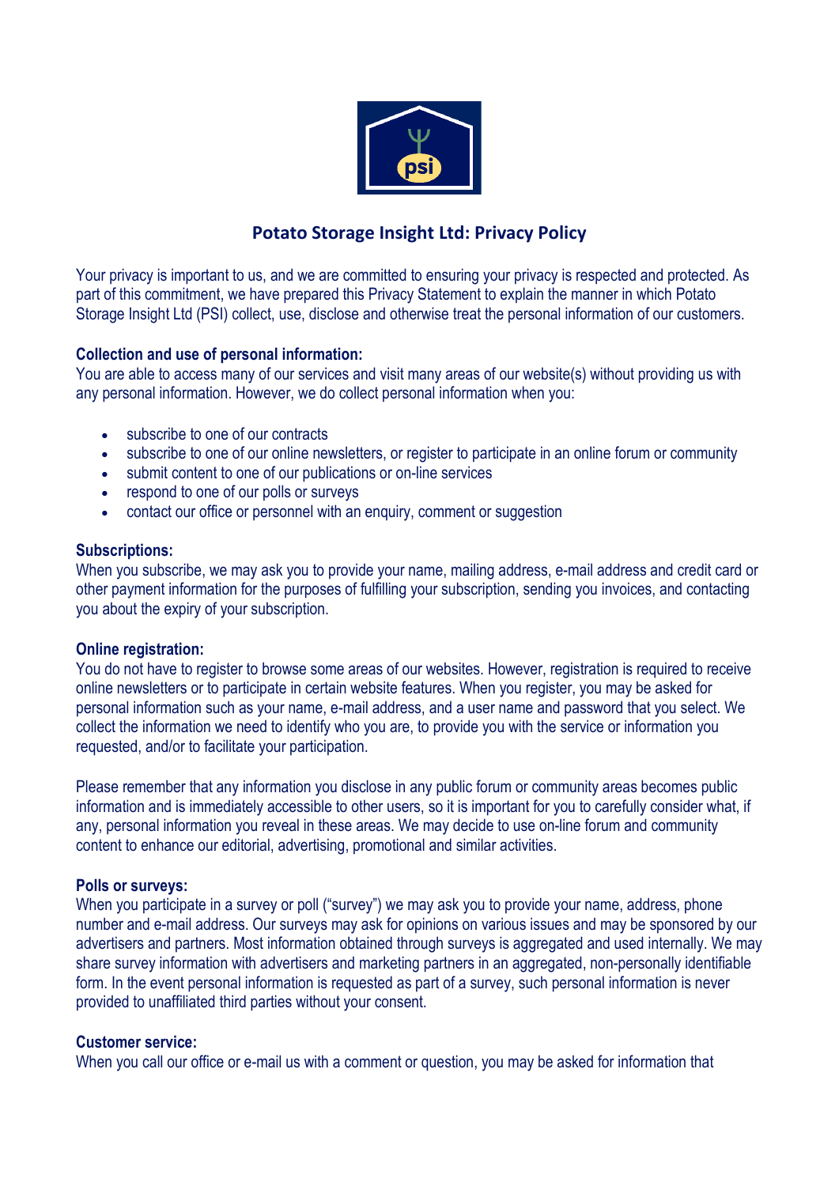# Potato Storage Insight Ltd: Privacy Policy

Your privacy is important to us, and we are committed to ensuring your privacy is respected and protected. As part of this commitment, we have prepared this Privacy Statement to explain the manner in which Potato Storage Insight Ltd (PSI) collect, use, disclose and otherwise treat the personal information of our customers.

**Collection and use of personal information:**
You are able to access many of our services and visit many areas of our website(s) without providing us with any personal information. However, we do collect personal information when you:

- subscribe to one of our contracts
- subscribe to one of our online newsletters, or register to participate in an online forum or community
- submit content to one of our publications or on-line services
- respond to one of our polls or surveys
- contact our office or personnel with an enquiry, comment or suggestion

**Subscriptions:**
When you subscribe, we may ask you to provide your name, mailing address, e-mail address and credit card or other payment information for the purposes of fulfilling your subscription, sending you invoices, and contacting you about the expiry of your subscription.

**Online registration:**
You do not have to register to browse some areas of our websites. However, registration is required to receive online newsletters or to participate in certain website features. When you register, you may be asked for personal information such as your name, e-mail address, and a user name and password that you select. We collect the information we need to identify who you are, to provide you with the service or information you requested, and/or to facilitate your participation.

Please remember that any information you disclose in any public forum or community areas becomes public information and is immediately accessible to other users, so it is important for you to carefully consider what, if any, personal information you reveal in these areas. We may decide to use on-line forum and community content to enhance our editorial, advertising, promotional and similar activities.

**Polls or surveys:**
When you participate in a survey or poll ("survey") we may ask you to provide your name, address, phone number and e-mail address. Our surveys may ask for opinions on various issues and may be sponsored by our advertisers and partners. Most information obtained through surveys is aggregated and used internally. We may share survey information with advertisers and marketing partners in an aggregated, non-personally identifiable form. In the event personal information is requested as part of a survey, such personal information is never provided to unaffiliated third parties without your consent.

**Customer service:**
When you call our office or e-mail us with a comment or question, you may be asked for information that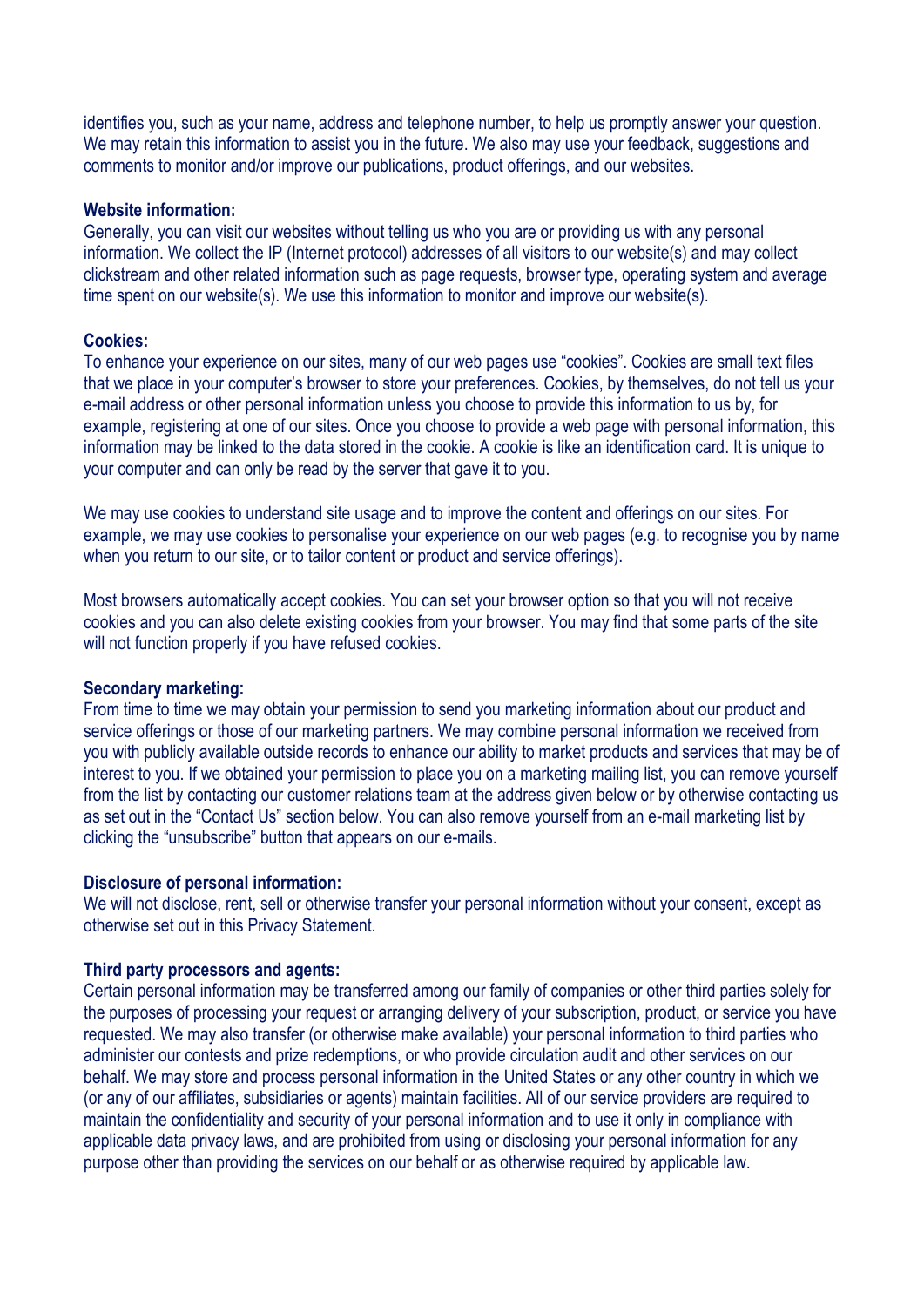identifies you, such as your name, address and telephone number, to help us promptly answer your question. We may retain this information to assist you in the future. We also may use your feedback, suggestions and comments to monitor and/or improve our publications, product offerings, and our websites.

**Website information:**
Generally, you can visit our websites without telling us who you are or providing us with any personal information. We collect the IP (Internet protocol) addresses of all visitors to our website(s) and may collect clickstream and other related information such as page requests, browser type, operating system and average time spent on our website(s). We use this information to monitor and improve our website(s).

**Cookies:**
To enhance your experience on our sites, many of our web pages use "cookies". Cookies are small text files that we place in your computer's browser to store your preferences. Cookies, by themselves, do not tell us your e-mail address or other personal information unless you choose to provide this information to us by, for example, registering at one of our sites. Once you choose to provide a web page with personal information, this information may be linked to the data stored in the cookie. A cookie is like an identification card. It is unique to your computer and can only be read by the server that gave it to you.

We may use cookies to understand site usage and to improve the content and offerings on our sites. For example, we may use cookies to personalise your experience on our web pages (e.g. to recognise you by name when you return to our site, or to tailor content or product and service offerings).

Most browsers automatically accept cookies. You can set your browser option so that you will not receive cookies and you can also delete existing cookies from your browser. You may find that some parts of the site will not function properly if you have refused cookies.

**Secondary marketing:**
From time to time we may obtain your permission to send you marketing information about our product and service offerings or those of our marketing partners. We may combine personal information we received from you with publicly available outside records to enhance our ability to market products and services that may be of interest to you. If we obtained your permission to place you on a marketing mailing list, you can remove yourself from the list by contacting our customer relations team at the address given below or by otherwise contacting us as set out in the "Contact Us" section below. You can also remove yourself from an e-mail marketing list by clicking the "unsubscribe" button that appears on our e-mails.

**Disclosure of personal information:**
We will not disclose, rent, sell or otherwise transfer your personal information without your consent, except as otherwise set out in this Privacy Statement.

**Third party processors and agents:**
Certain personal information may be transferred among our family of companies or other third parties solely for the purposes of processing your request or arranging delivery of your subscription, product, or service you have requested. We may also transfer (or otherwise make available) your personal information to third parties who administer our contests and prize redemptions, or who provide circulation audit and other services on our behalf. We may store and process personal information in the United States or any other country in which we (or any of our affiliates, subsidiaries or agents) maintain facilities. All of our service providers are required to maintain the confidentiality and security of your personal information and to use it only in compliance with applicable data privacy laws, and are prohibited from using or disclosing your personal information for any purpose other than providing the services on our behalf or as otherwise required by applicable law.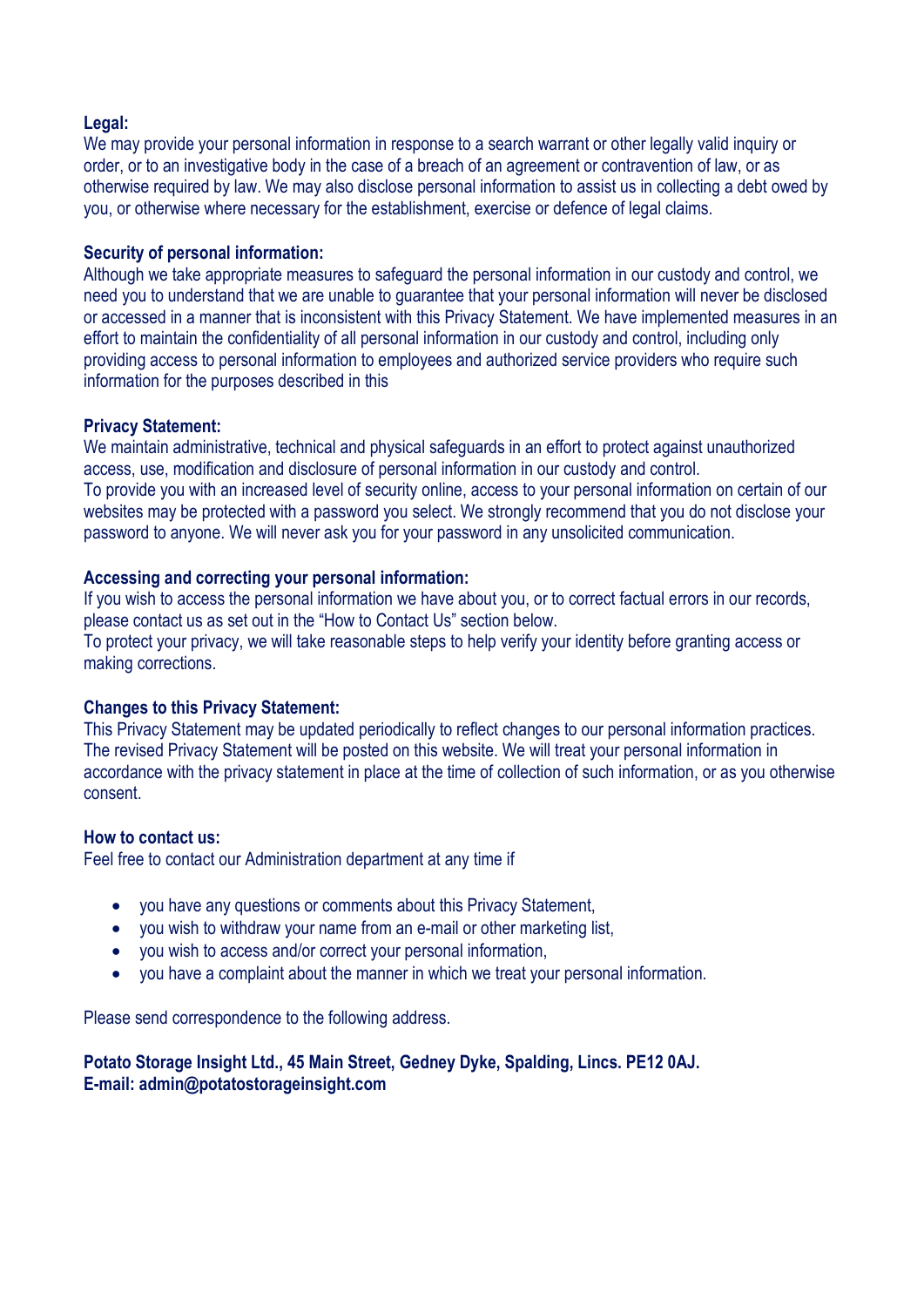**Legal:**
We may provide your personal information in response to a search warrant or other legally valid inquiry or order, or to an investigative body in the case of a breach of an agreement or contravention of law, or as otherwise required by law. We may also disclose personal information to assist us in collecting a debt owed by you, or otherwise where necessary for the establishment, exercise or defence of legal claims.

**Security of personal information:**
Although we take appropriate measures to safeguard the personal information in our custody and control, we need you to understand that we are unable to guarantee that your personal information will never be disclosed or accessed in a manner that is inconsistent with this Privacy Statement. We have implemented measures in an effort to maintain the confidentiality of all personal information in our custody and control, including only providing access to personal information to employees and authorized service providers who require such information for the purposes described in this

**Privacy Statement:**
We maintain administrative, technical and physical safeguards in an effort to protect against unauthorized access, use, modification and disclosure of personal information in our custody and control.
To provide you with an increased level of security online, access to your personal information on certain of our websites may be protected with a password you select. We strongly recommend that you do not disclose your password to anyone. We will never ask you for your password in any unsolicited communication.

**Accessing and correcting your personal information:**
If you wish to access the personal information we have about you, or to correct factual errors in our records, please contact us as set out in the "How to Contact Us" section below.
To protect your privacy, we will take reasonable steps to help verify your identity before granting access or making corrections.

**Changes to this Privacy Statement:**
This Privacy Statement may be updated periodically to reflect changes to our personal information practices. The revised Privacy Statement will be posted on this website. We will treat your personal information in accordance with the privacy statement in place at the time of collection of such information, or as you otherwise consent.

**How to contact us:**
Feel free to contact our Administration department at any time if

- you have any questions or comments about this Privacy Statement,
- you wish to withdraw your name from an e-mail or other marketing list,
- you wish to access and/or correct your personal information,
- you have a complaint about the manner in which we treat your personal information.

Please send correspondence to the following address.

**Potato Storage Insight Ltd., 45 Main Street, Gedney Dyke, Spalding, Lincs. PE12 0AJ.**
**E-mail: admin@potatostorageinsight.com**